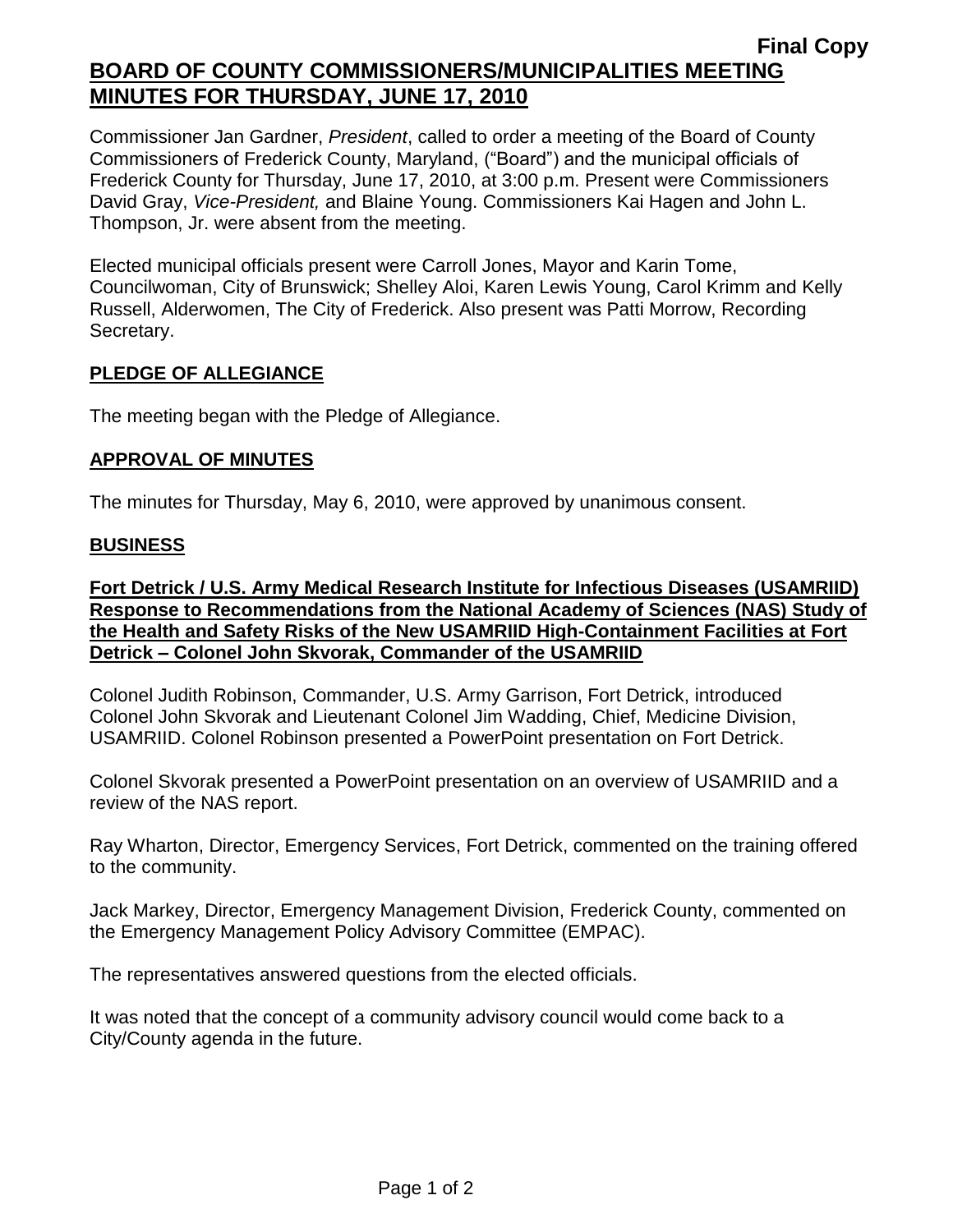Final Copy

# BOARD OF COUNTY COMMISSIONERS/MUNICIPALITIES MEETING MINUTES FOR THURSDAY, JUNE 17, 2010

Commissioner Jan Gardner, *President*, called to order a meeting of the Board of County Commissioners of Frederick County, Maryland, ("Board") and the municipal officials of Frederick County for Thursday, June 17, 2010, at 3:00 p.m. Present were Commissioners David Gray, *Vice-President,* and Blaine Young. Commissioners Kai Hagen and John L. Thompson, Jr. were absent from the meeting.

Elected municipal officials present were Carroll Jones, Mayor and Karin Tome, Councilwoman, City of Brunswick; Shelley Aloi, Karen Lewis Young, Carol Krimm and Kelly Russell, Alderwomen, The City of Frederick. Also present was Patti Morrow, Recording Secretary.

## PLEDGE OF ALLEGIANCE

The meeting began with the Pledge of Allegiance.

## APPROVAL OF MINUTES

The minutes for Thursday, May 6, 2010, were approved by unanimous consent.

## BUSINESS

### Fort Detrick / U.S. Army Medical Research Institute for Infectious Diseases (USAMRIID) Response to Recommendations from the National Academy of Sciences (NAS) Study of the Health and Safety Risks of the New USAMRIID High-Containment Facilities at Fort Detrick – Colonel John Skvorak, Commander of the USAMRIID

Colonel Judith Robinson, Commander, U.S. Army Garrison, Fort Detrick, introduced Colonel John Skvorak and Lieutenant Colonel Jim Wadding, Chief, Medicine Division, USAMRIID. Colonel Robinson presented a PowerPoint presentation on Fort Detrick.

Colonel Skvorak presented a PowerPoint presentation on an overview of USAMRIID and a review of the NAS report.

Ray Wharton, Director, Emergency Services, Fort Detrick, commented on the training offered to the community.

Jack Markey, Director, Emergency Management Division, Frederick County, commented on the Emergency Management Policy Advisory Committee (EMPAC).

The representatives answered questions from the elected officials.

It was noted that the concept of a community advisory council would come back to a City/County agenda in the future.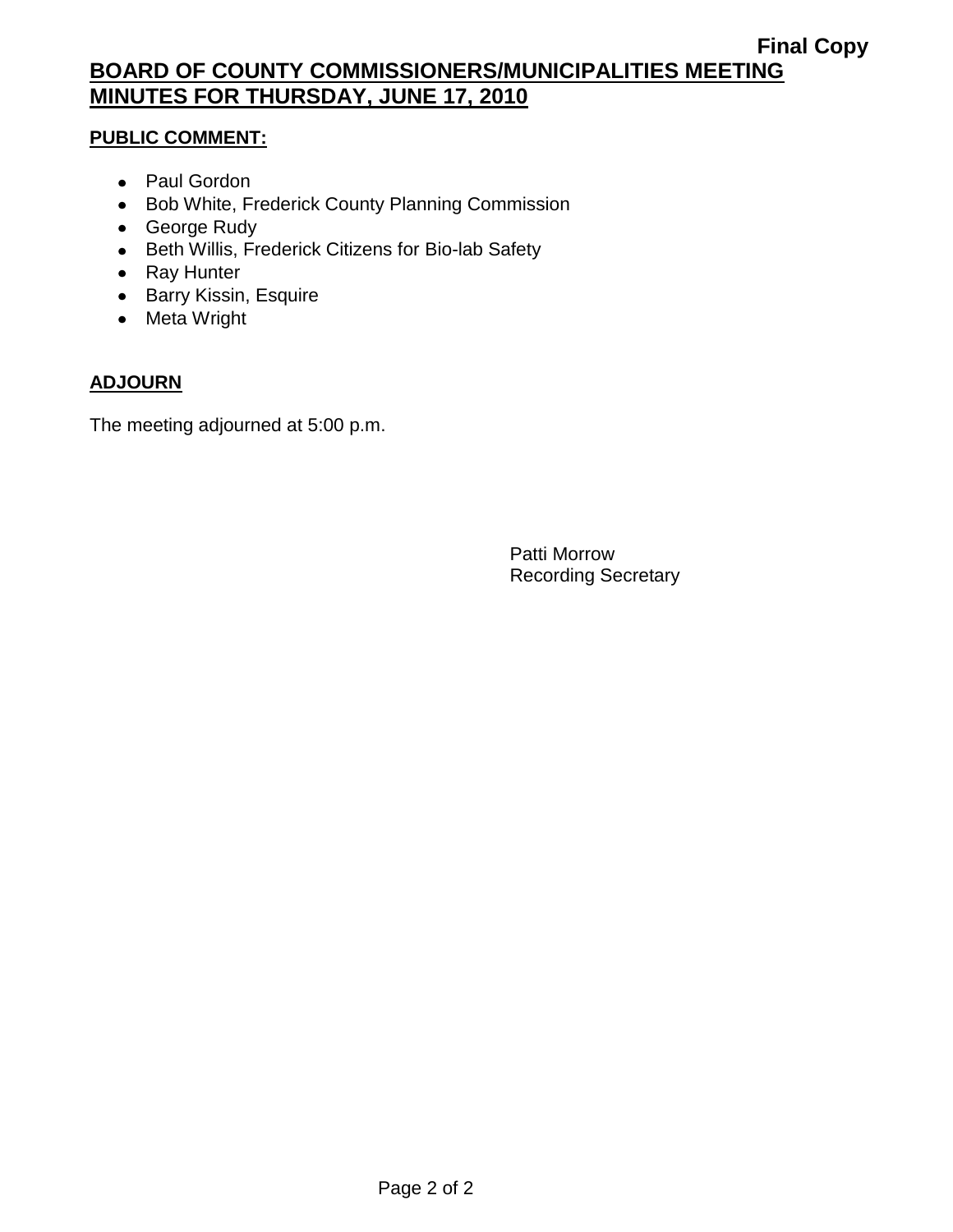**PUBLIC COMMENT:**

- Paul Gordon
- Bob White, Frederick County Planning Commission
- George Rudy
- Beth Willis, Frederick Citizens for Bio-lab Safety
- Ray Hunter
- Barry Kissin, Esquire
- Meta Wright

**ADJOURN**

The meeting adjourned at 5:00 p.m.

Patti Morrow
Recording Secretary